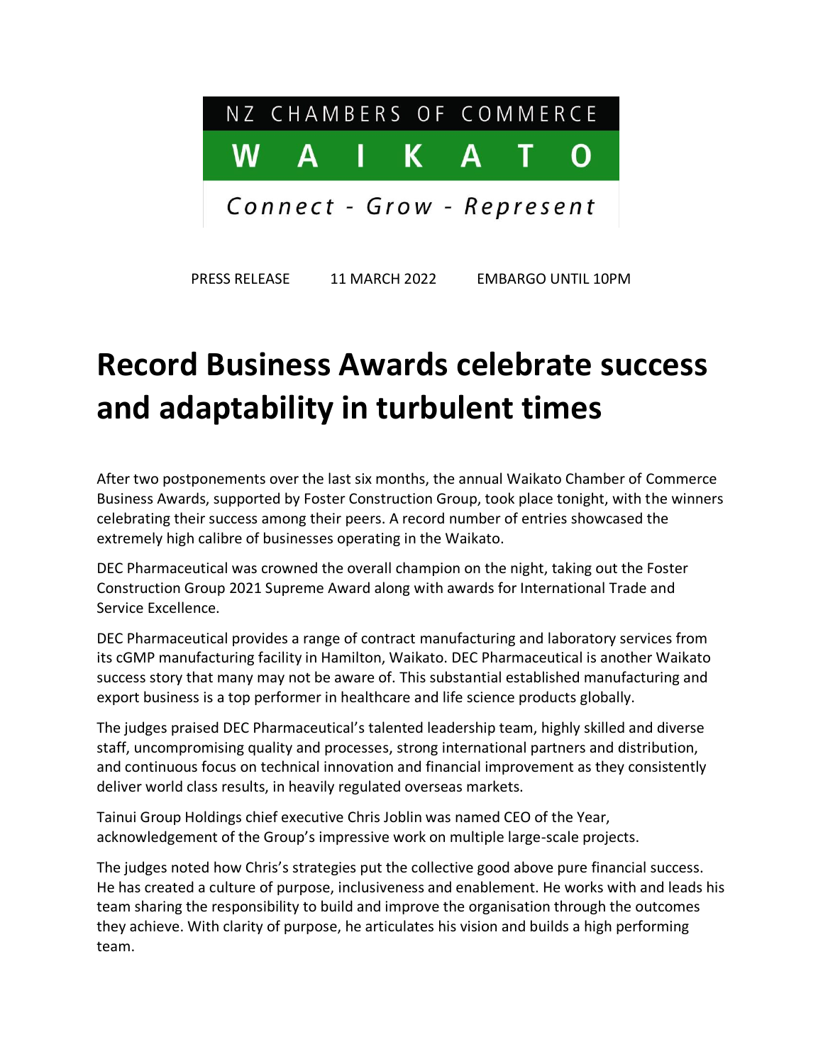NZ CHAMBERS OF COMMERCE

WAIKATO

*Connect - Grow - Represent*

PRESS RELEASE 11 MARCH 2022 EMBARGO UNTIL 10PM

# Record Business Awards celebrate success and adaptability in turbulent times

After two postponements over the last six months, the annual Waikato Chamber of Commerce Business Awards, supported by Foster Construction Group, took place tonight, with the winners celebrating their success among their peers. A record number of entries showcased the extremely high calibre of businesses operating in the Waikato.

DEC Pharmaceutical was crowned the overall champion on the night, taking out the Foster Construction Group 2021 Supreme Award along with awards for International Trade and Service Excellence.

DEC Pharmaceutical provides a range of contract manufacturing and laboratory services from its cGMP manufacturing facility in Hamilton, Waikato. DEC Pharmaceutical is another Waikato success story that many may not be aware of. This substantial established manufacturing and export business is a top performer in healthcare and life science products globally.

The judges praised DEC Pharmaceutical's talented leadership team, highly skilled and diverse staff, uncompromising quality and processes, strong international partners and distribution, and continuous focus on technical innovation and financial improvement as they consistently deliver world class results, in heavily regulated overseas markets.

Tainui Group Holdings chief executive Chris Joblin was named CEO of the Year, acknowledgement of the Group's impressive work on multiple large-scale projects.

The judges noted how Chris's strategies put the collective good above pure financial success. He has created a culture of purpose, inclusiveness and enablement. He works with and leads his team sharing the responsibility to build and improve the organisation through the outcomes they achieve. With clarity of purpose, he articulates his vision and builds a high performing team.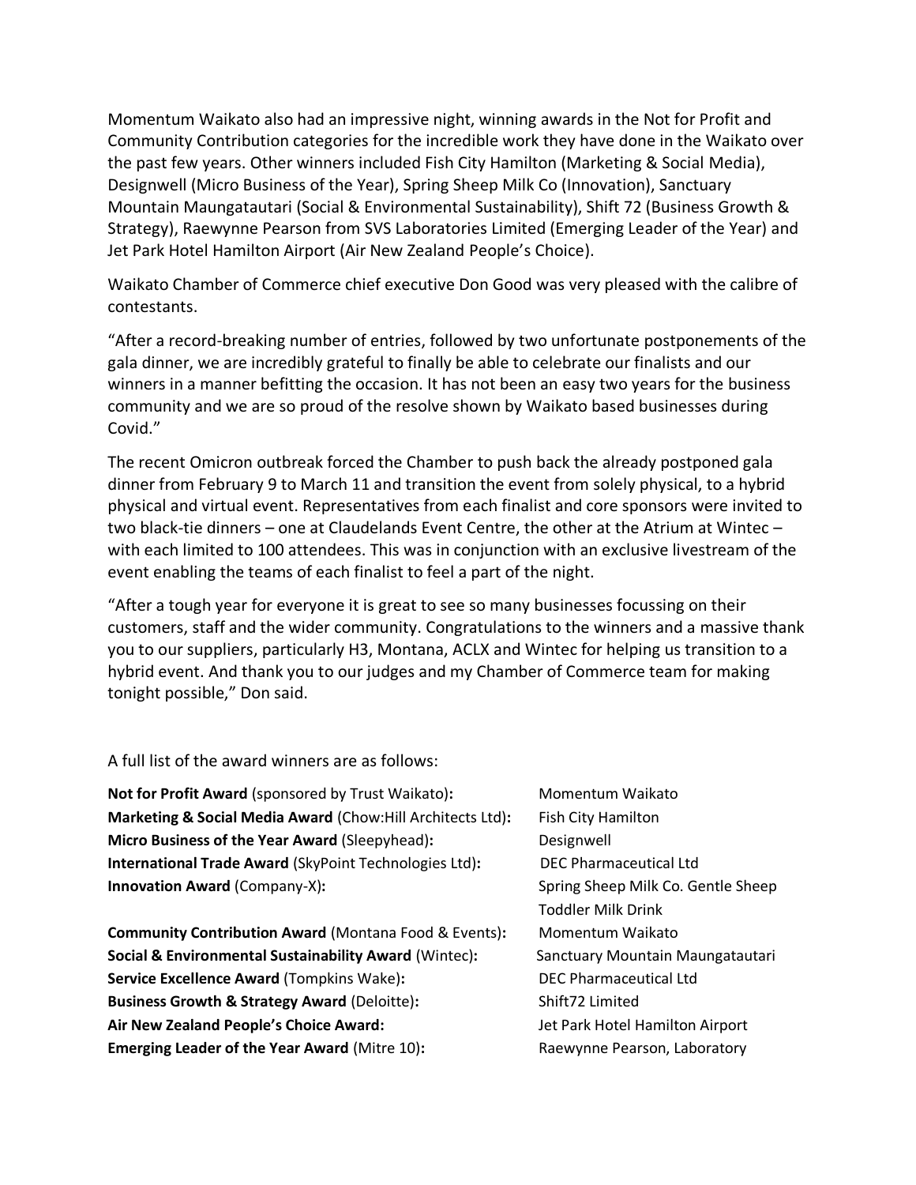Momentum Waikato also had an impressive night, winning awards in the Not for Profit and Community Contribution categories for the incredible work they have done in the Waikato over the past few years. Other winners included Fish City Hamilton (Marketing & Social Media), Designwell (Micro Business of the Year), Spring Sheep Milk Co (Innovation), Sanctuary Mountain Maungatautari (Social & Environmental Sustainability), Shift 72 (Business Growth & Strategy), Raewynne Pearson from SVS Laboratories Limited (Emerging Leader of the Year) and Jet Park Hotel Hamilton Airport (Air New Zealand People's Choice).

Waikato Chamber of Commerce chief executive Don Good was very pleased with the calibre of contestants.

"After a record-breaking number of entries, followed by two unfortunate postponements of the gala dinner, we are incredibly grateful to finally be able to celebrate our finalists and our winners in a manner befitting the occasion. It has not been an easy two years for the business community and we are so proud of the resolve shown by Waikato based businesses during Covid."

The recent Omicron outbreak forced the Chamber to push back the already postponed gala dinner from February 9 to March 11 and transition the event from solely physical, to a hybrid physical and virtual event. Representatives from each finalist and core sponsors were invited to two black-tie dinners – one at Claudelands Event Centre, the other at the Atrium at Wintec – with each limited to 100 attendees. This was in conjunction with an exclusive livestream of the event enabling the teams of each finalist to feel a part of the night.

"After a tough year for everyone it is great to see so many businesses focussing on their customers, staff and the wider community. Congratulations to the winners and a massive thank you to our suppliers, particularly H3, Montana, ACLX and Wintec for helping us transition to a hybrid event. And thank you to our judges and my Chamber of Commerce team for making tonight possible," Don said.

A full list of the award winners are as follows:

| | |
|---|---|
| **Not for Profit Award** (sponsored by Trust Waikato)**:** | Momentum Waikato |
| **Marketing & Social Media Award** (Chow:Hill Architects Ltd)**:** | Fish City Hamilton |
| **Micro Business of the Year Award** (Sleepyhead)**:** | Designwell |
| **International Trade Award** (SkyPoint Technologies Ltd)**:** | DEC Pharmaceutical Ltd |
| **Innovation Award** (Company-X)**:** | Spring Sheep Milk Co. Gentle Sheep Toddler Milk Drink |
| **Community Contribution Award** (Montana Food & Events)**:** | Momentum Waikato |
| **Social & Environmental Sustainability Award** (Wintec)**:** | Sanctuary Mountain Maungatautari |
| **Service Excellence Award** (Tompkins Wake)**:** | DEC Pharmaceutical Ltd |
| **Business Growth & Strategy Award** (Deloitte)**:** | Shift72 Limited |
| **Air New Zealand People's Choice Award:** | Jet Park Hotel Hamilton Airport |
| **Emerging Leader of the Year Award** (Mitre 10)**:** | Raewynne Pearson, Laboratory |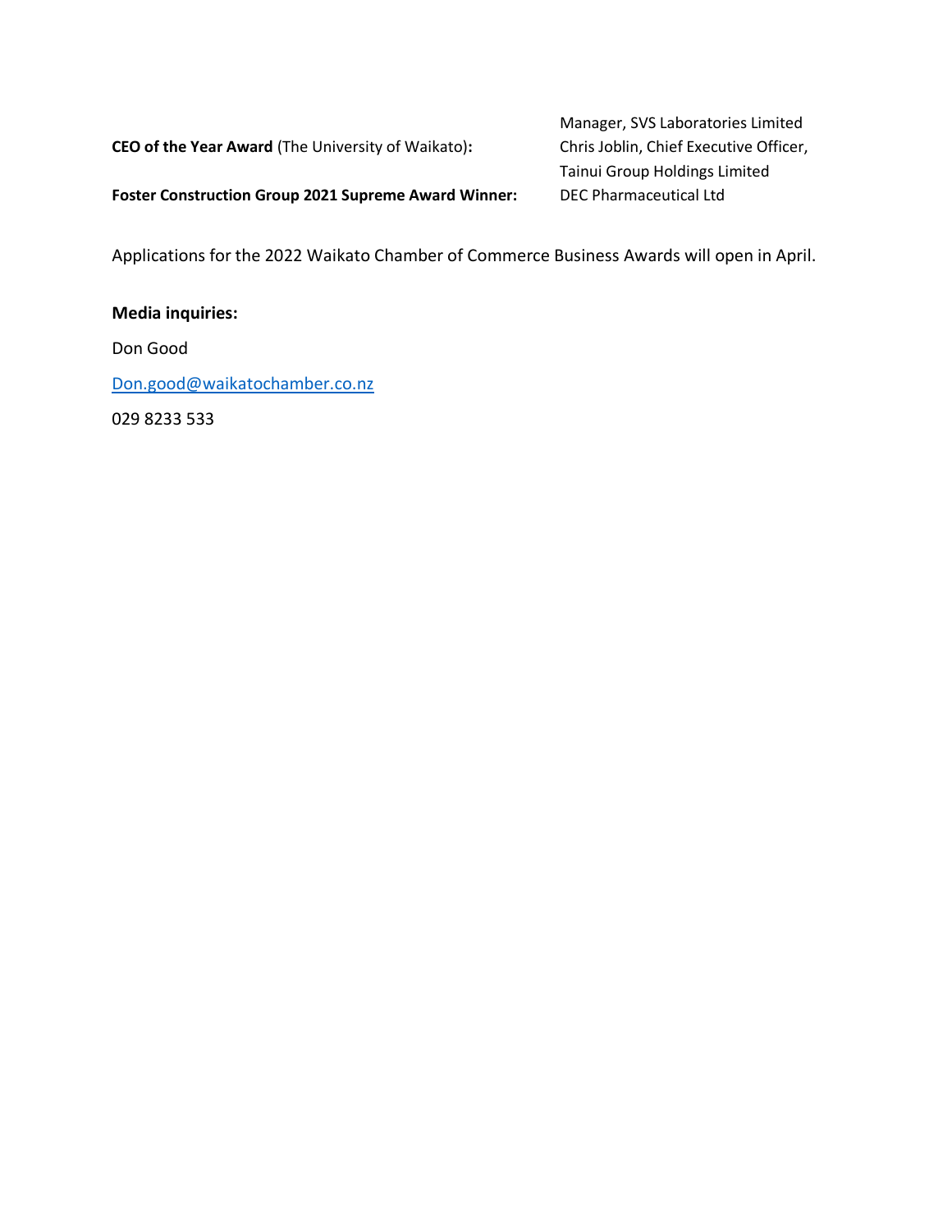| | |
|---|---|
| | Manager, SVS Laboratories Limited |
| **CEO of the Year Award** (The University of Waikato)**:** | Chris Joblin, Chief Executive Officer, Tainui Group Holdings Limited |
| **Foster Construction Group 2021 Supreme Award Winner:** | DEC Pharmaceutical Ltd |

Applications for the 2022 Waikato Chamber of Commerce Business Awards will open in April.

**Media inquiries:**

Don Good

Don.good@waikatochamber.co.nz

029 8233 533